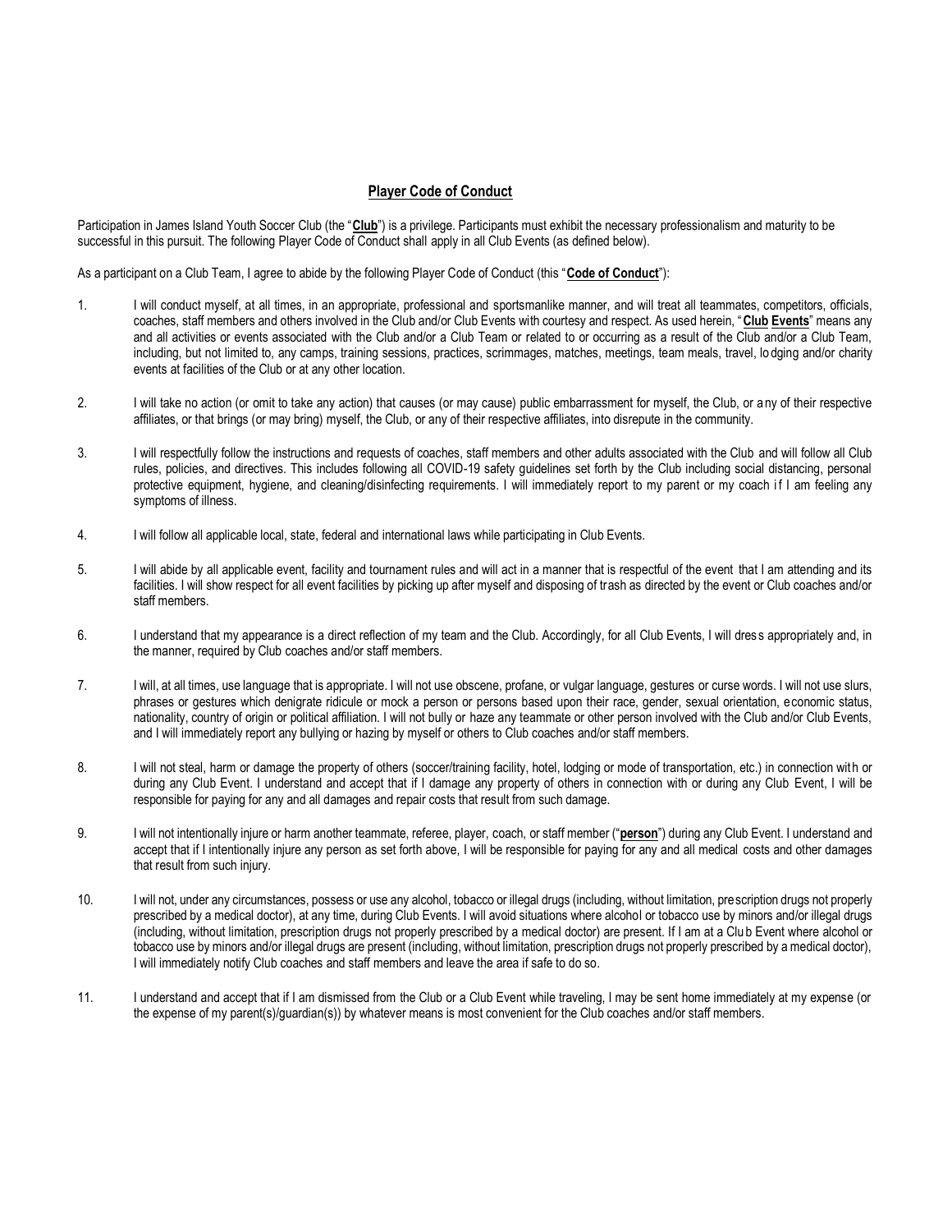## **Player Code of Conduct**

Participation in James Island Youth Soccer Club (the "**Club**") is a privilege. Participants must exhibit the necessary professionalism and maturity to be successful in this pursuit. The following Player Code of Conduct shall apply in all Club Events (as defined below).

As a participant on a Club Team, I agree to abide by the following Player Code of Conduct (this "**Code of Conduct**"):

1. I will conduct myself, at all times, in an appropriate, professional and sportsmanlike manner, and will treat all teammates, competitors, officials, coaches, staff members and others involved in the Club and/or Club Events with courtesy and respect. As used herein, "**Club Events**" means any and all activities or events associated with the Club and/or a Club Team or related to or occurring as a result of the Club and/or a Club Team, including, but not limited to, any camps, training sessions, practices, scrimmages, matches, meetings, team meals, travel, lodging and/or charity events at facilities of the Club or at any other location.

2. I will take no action (or omit to take any action) that causes (or may cause) public embarrassment for myself, the Club, or any of their respective affiliates, or that brings (or may bring) myself, the Club, or any of their respective affiliates, into disrepute in the community.

3. I will respectfully follow the instructions and requests of coaches, staff members and other adults associated with the Club and will follow all Club rules, policies, and directives. This includes following all COVID-19 safety guidelines set forth by the Club including social distancing, personal protective equipment, hygiene, and cleaning/disinfecting requirements. I will immediately report to my parent or my coach if I am feeling any symptoms of illness.

4. I will follow all applicable local, state, federal and international laws while participating in Club Events.

5. I will abide by all applicable event, facility and tournament rules and will act in a manner that is respectful of the event that I am attending and its facilities. I will show respect for all event facilities by picking up after myself and disposing of trash as directed by the event or Club coaches and/or staff members.

6. I understand that my appearance is a direct reflection of my team and the Club. Accordingly, for all Club Events, I will dress appropriately and, in the manner, required by Club coaches and/or staff members.

7. I will, at all times, use language that is appropriate. I will not use obscene, profane, or vulgar language, gestures or curse words. I will not use slurs, phrases or gestures which denigrate ridicule or mock a person or persons based upon their race, gender, sexual orientation, economic status, nationality, country of origin or political affiliation. I will not bully or haze any teammate or other person involved with the Club and/or Club Events, and I will immediately report any bullying or hazing by myself or others to Club coaches and/or staff members.

8. I will not steal, harm or damage the property of others (soccer/training facility, hotel, lodging or mode of transportation, etc.) in connection with or during any Club Event. I understand and accept that if I damage any property of others in connection with or during any Club Event, I will be responsible for paying for any and all damages and repair costs that result from such damage.

9. I will not intentionally injure or harm another teammate, referee, player, coach, or staff member ("**person**") during any Club Event. I understand and accept that if I intentionally injure any person as set forth above, I will be responsible for paying for any and all medical costs and other damages that result from such injury.

10. I will not, under any circumstances, possess or use any alcohol, tobacco or illegal drugs (including, without limitation, prescription drugs not properly prescribed by a medical doctor), at any time, during Club Events. I will avoid situations where alcohol or tobacco use by minors and/or illegal drugs (including, without limitation, prescription drugs not properly prescribed by a medical doctor) are present. If I am at a Club Event where alcohol or tobacco use by minors and/or illegal drugs are present (including, without limitation, prescription drugs not properly prescribed by a medical doctor), I will immediately notify Club coaches and staff members and leave the area if safe to do so.

11. I understand and accept that if I am dismissed from the Club or a Club Event while traveling, I may be sent home immediately at my expense (or the expense of my parent(s)/guardian(s)) by whatever means is most convenient for the Club coaches and/or staff members.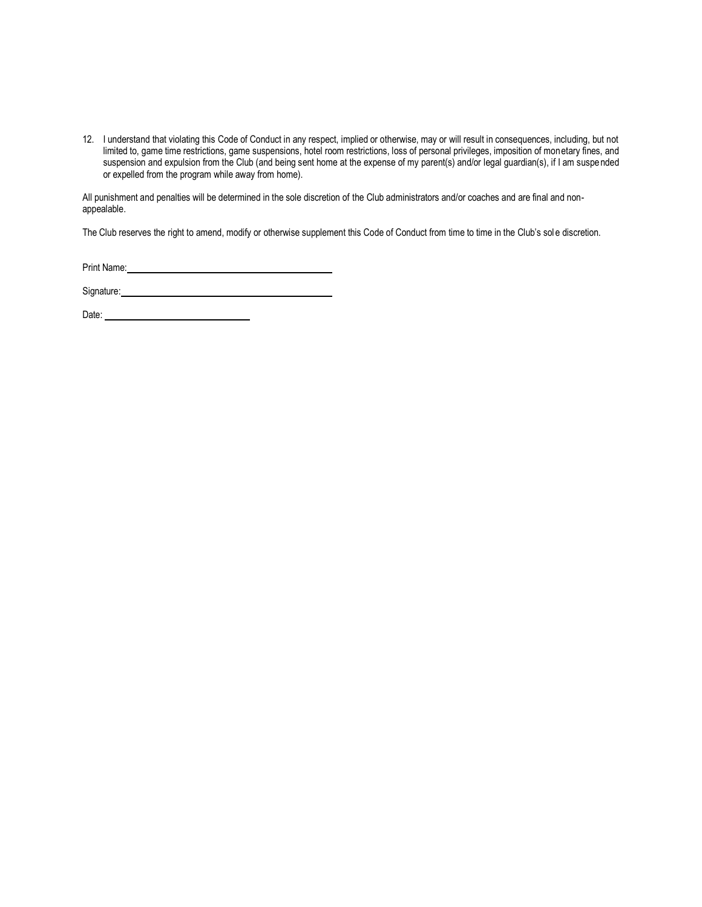12. I understand that violating this Code of Conduct in any respect, implied or otherwise, may or will result in consequences, including, but not limited to, game time restrictions, game suspensions, hotel room restrictions, loss of personal privileges, imposition of monetary fines, and suspension and expulsion from the Club (and being sent home at the expense of my parent(s) and/or legal guardian(s), if I am suspended or expelled from the program while away from home).

All punishment and penalties will be determined in the sole discretion of the Club administrators and/or coaches and are final and non-appealable.

The Club reserves the right to amend, modify or otherwise supplement this Code of Conduct from time to time in the Club's sole discretion.

Print Name: ______________________________

Signature: ______________________________

Date: ______________________